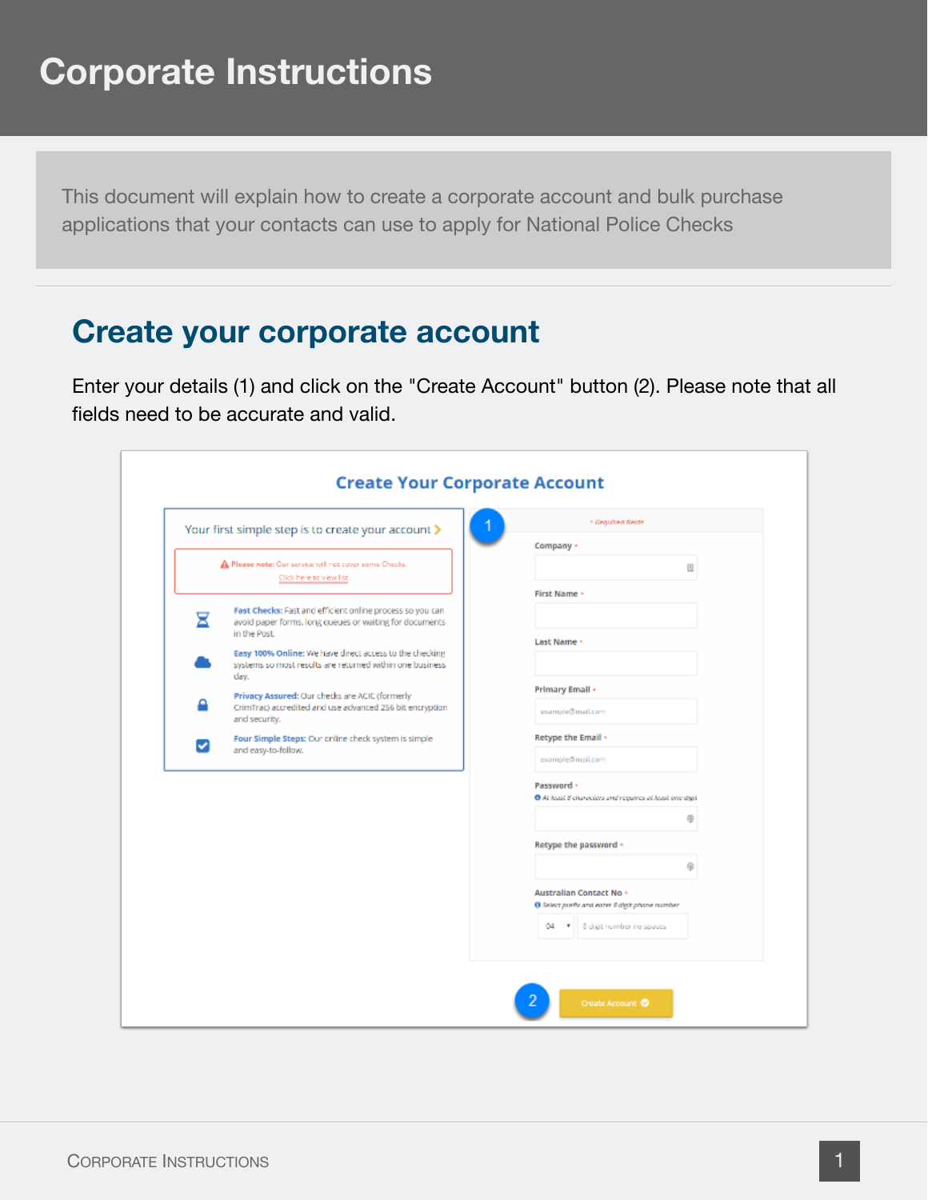# Corporate Instructions

This document will explain how to create a corporate account and bulk purchase applications that your contacts can use to apply for National Police Checks

## Create your corporate account

Enter your details (1) and click on the "Create Account" button (2). Please note that all fields need to be accurate and valid.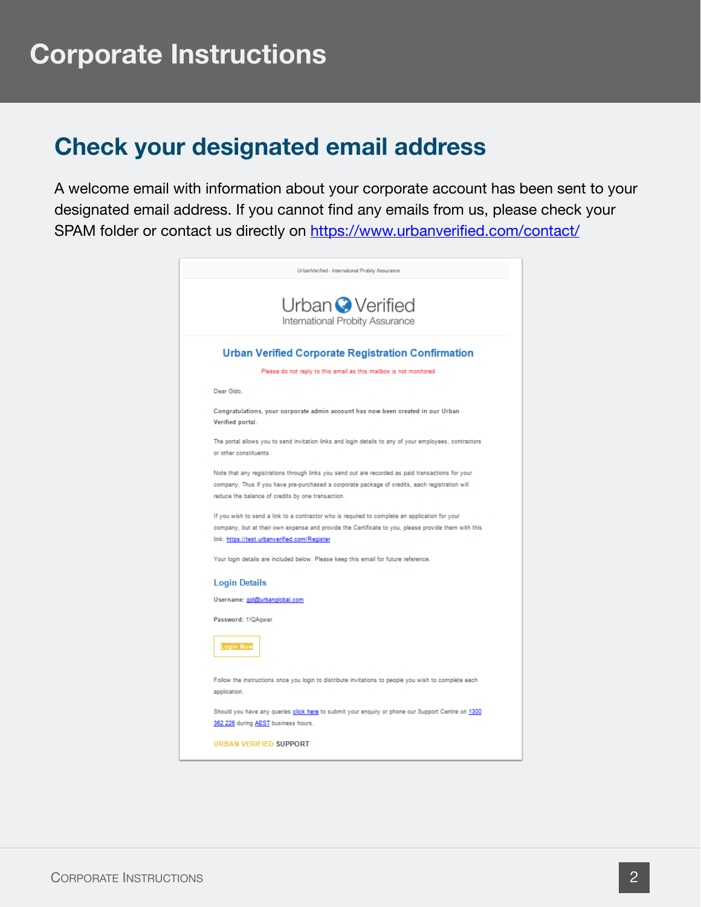## Check your designated email address

A welcome email with information about your corporate account has been sent to your designated email address. If you cannot find any emails from us, please check your SPAM folder or contact us directly on https://www.urbanverified.com/contact/

UrbanVerified - International Probity Assurance

Urban Verified
International Probity Assurance

### Urban Verified Corporate Registration Confirmation

Please do not reply to this email as this mailbox is not monitored

Dear Gido,

**Congratulations, your corporate admin account has now been created in our Urban Verified portal.**

The portal allows you to send invitation links and login details to any of your employees, contractors or other constituents.

Note that any registrations through links you send out are recorded as paid transactions for your company. Thus if you have pre-purchased a corporate package of credits, each registration will reduce the balance of credits by one transaction.

If you wish to send a link to a contractor who is required to complete an application for your company, but at their own expense and provide the Certificate to you, please provide them with this link: https://test.urbanverified.com/Register

Your login details are included below. Please keep this email for future reference.

#### Login Details

**Username:** gid@urbanglobal.com

**Password:** 1!QAqwer

Login Now

Follow the instructions once you login to distribute invitations to people you wish to complete each application.

Should you have any queries click here to submit your enquiry or phone our Support Centre on 1300 362 226 during AEST business hours.

URBAN VERIFIED **SUPPORT**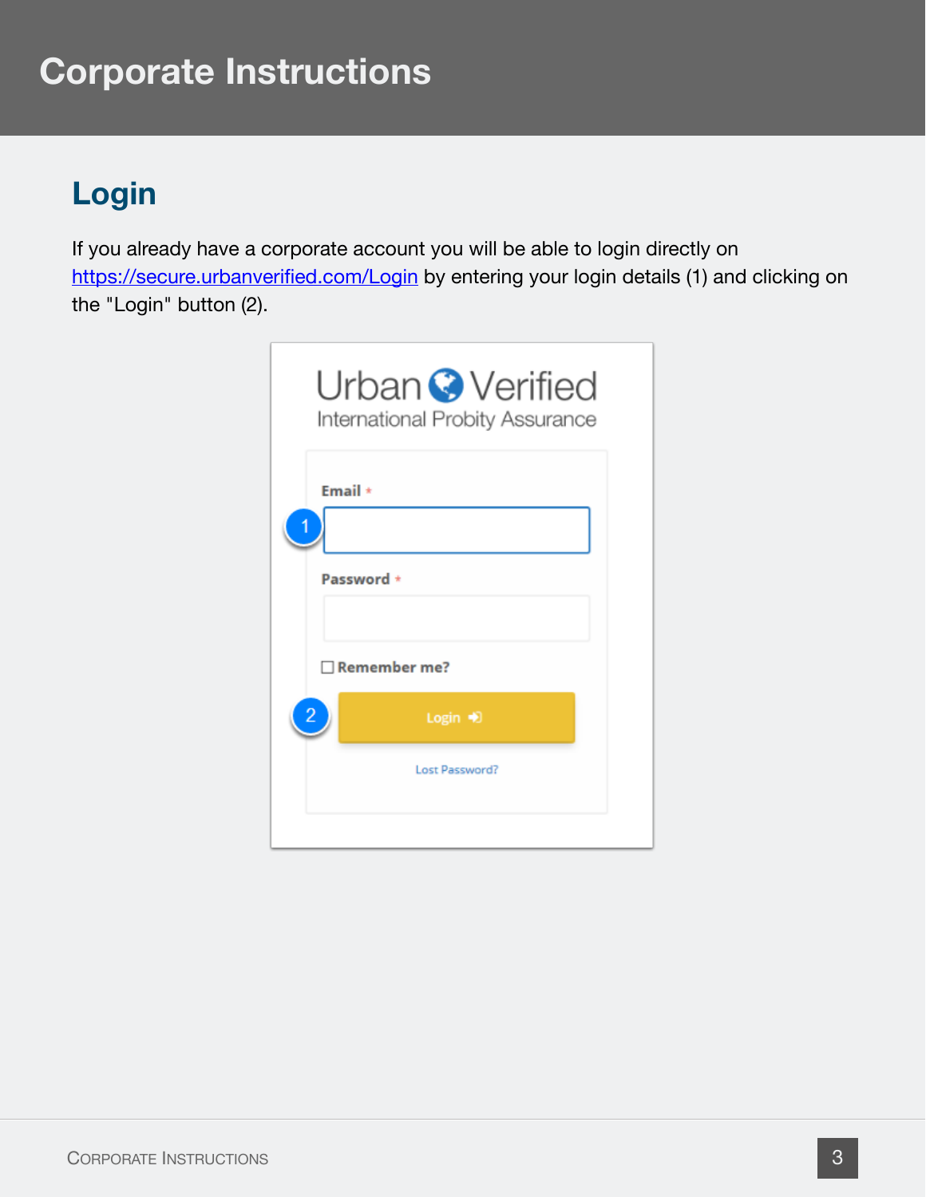# Corporate Instructions

## Login

If you already have a corporate account you will be able to login directly on https://secure.urbanverified.com/Login by entering your login details (1) and clicking on the "Login" button (2).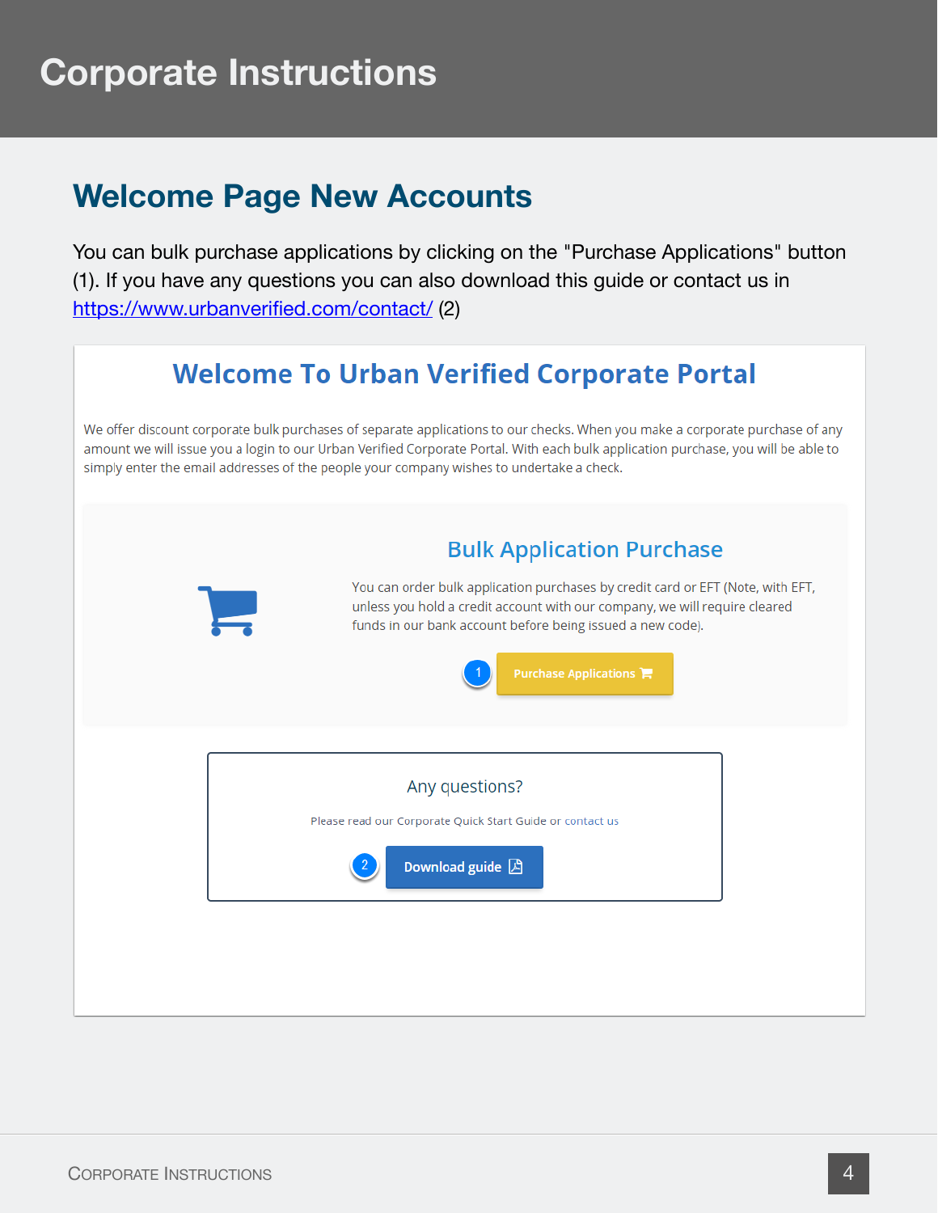# Corporate Instructions

## Welcome Page New Accounts

You can bulk purchase applications by clicking on the "Purchase Applications" button (1). If you have any questions you can also download this guide or contact us in https://www.urbanverified.com/contact/ (2)

### Welcome To Urban Verified Corporate Portal

We offer discount corporate bulk purchases of separate applications to our checks. When you make a corporate purchase of any amount we will issue you a login to our Urban Verified Corporate Portal. With each bulk application purchase, you will be able to simply enter the email addresses of the people your company wishes to undertake a check.

#### Bulk Application Purchase

You can order bulk application purchases by credit card or EFT (Note, with EFT, unless you hold a credit account with our company, we will require cleared funds in our bank account before being issued a new code).

1 Purchase Applications

Any questions?

Please read our Corporate Quick Start Guide or contact us

2 Download guide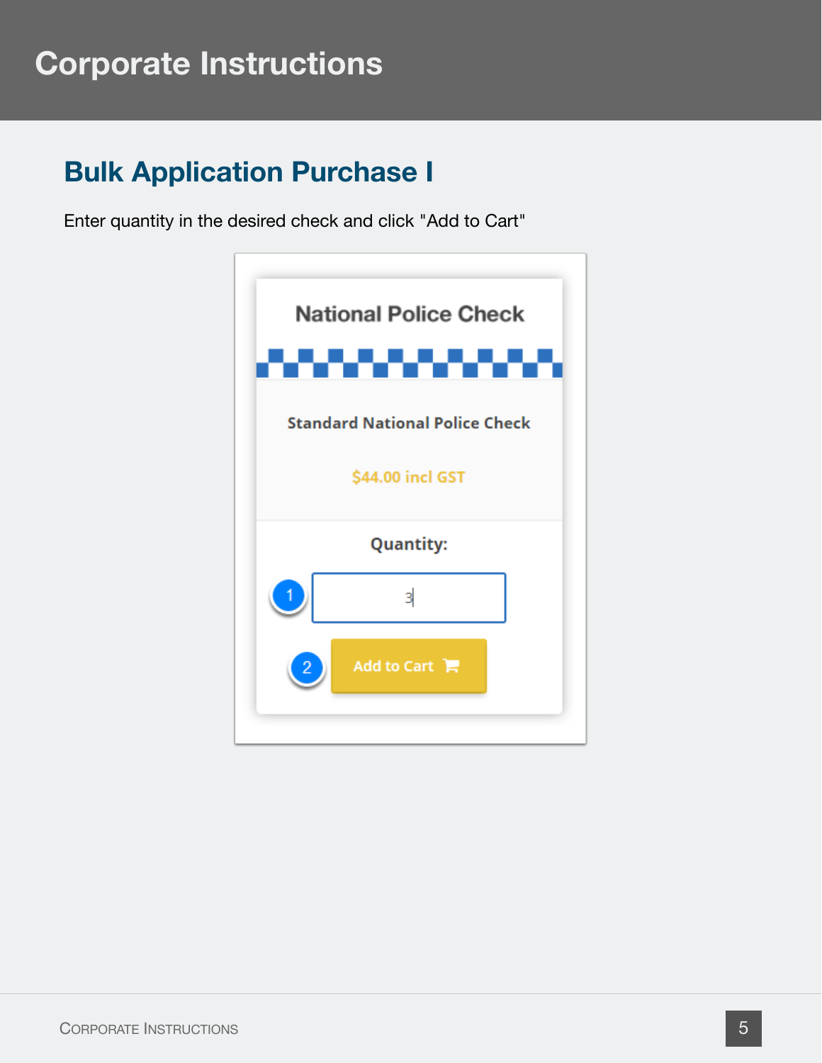# Corporate Instructions

## Bulk Application Purchase I

Enter quantity in the desired check and click "Add to Cart"

National Police Check

Standard National Police Check

$44.00 incl GST

Quantity:

1 3

2 Add to Cart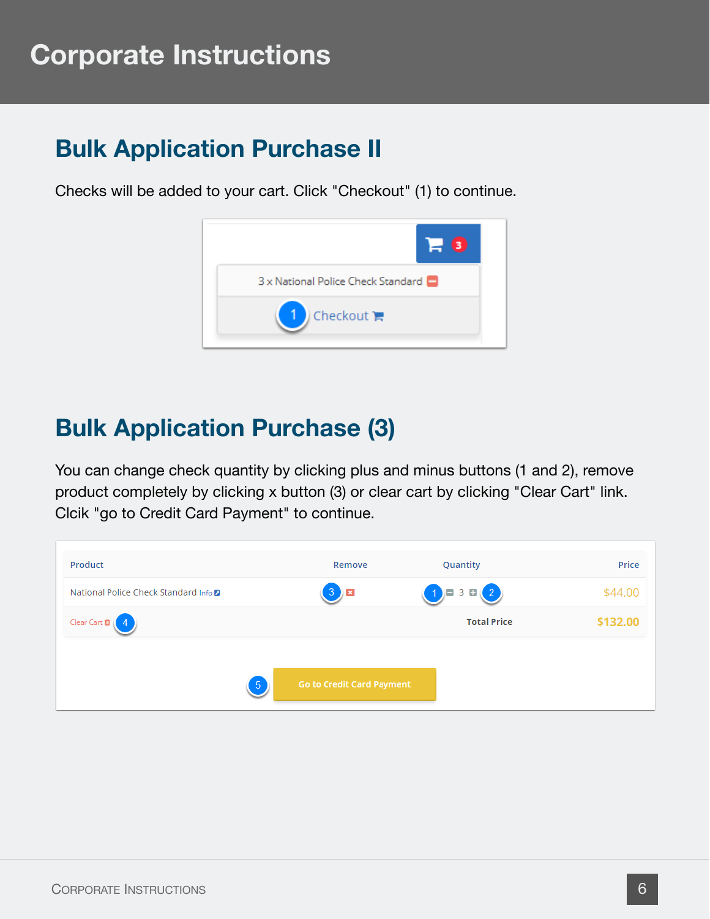# Corporate Instructions

## Bulk Application Purchase II

Checks will be added to your cart. Click "Checkout" (1) to continue.

## Bulk Application Purchase (3)

You can change check quantity by clicking plus and minus buttons (1 and 2), remove product completely by clicking x button (3) or clear cart by clicking "Clear Cart" link. Clcik "go to Credit Card Payment" to continue.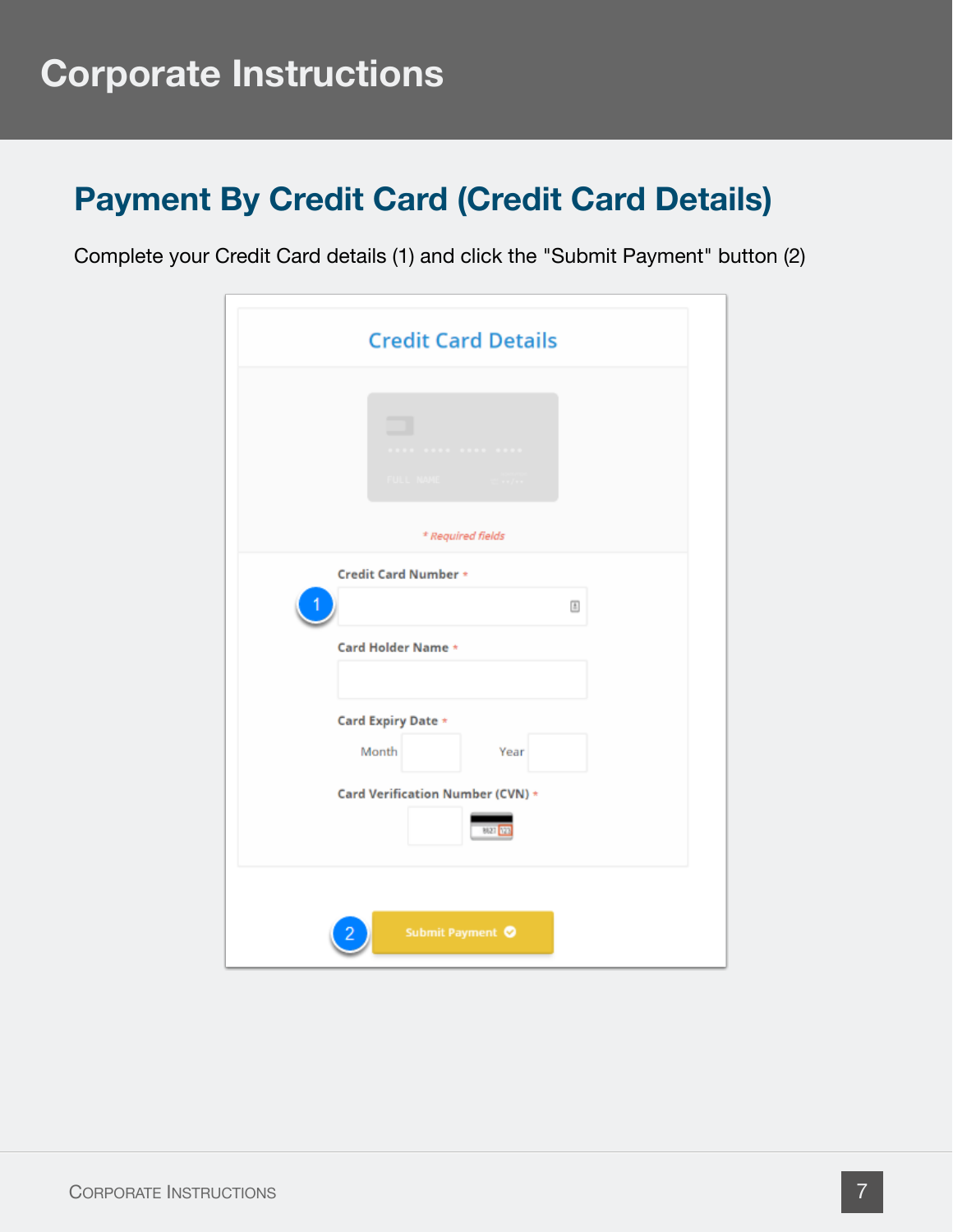## Payment By Credit Card (Credit Card Details)

Complete your Credit Card details (1) and click the "Submit Payment" button (2)

Credit Card Details

* Required fields

Credit Card Number *

Card Holder Name *

Card Expiry Date *

Month Year

Card Verification Number (CVN) *

Submit Payment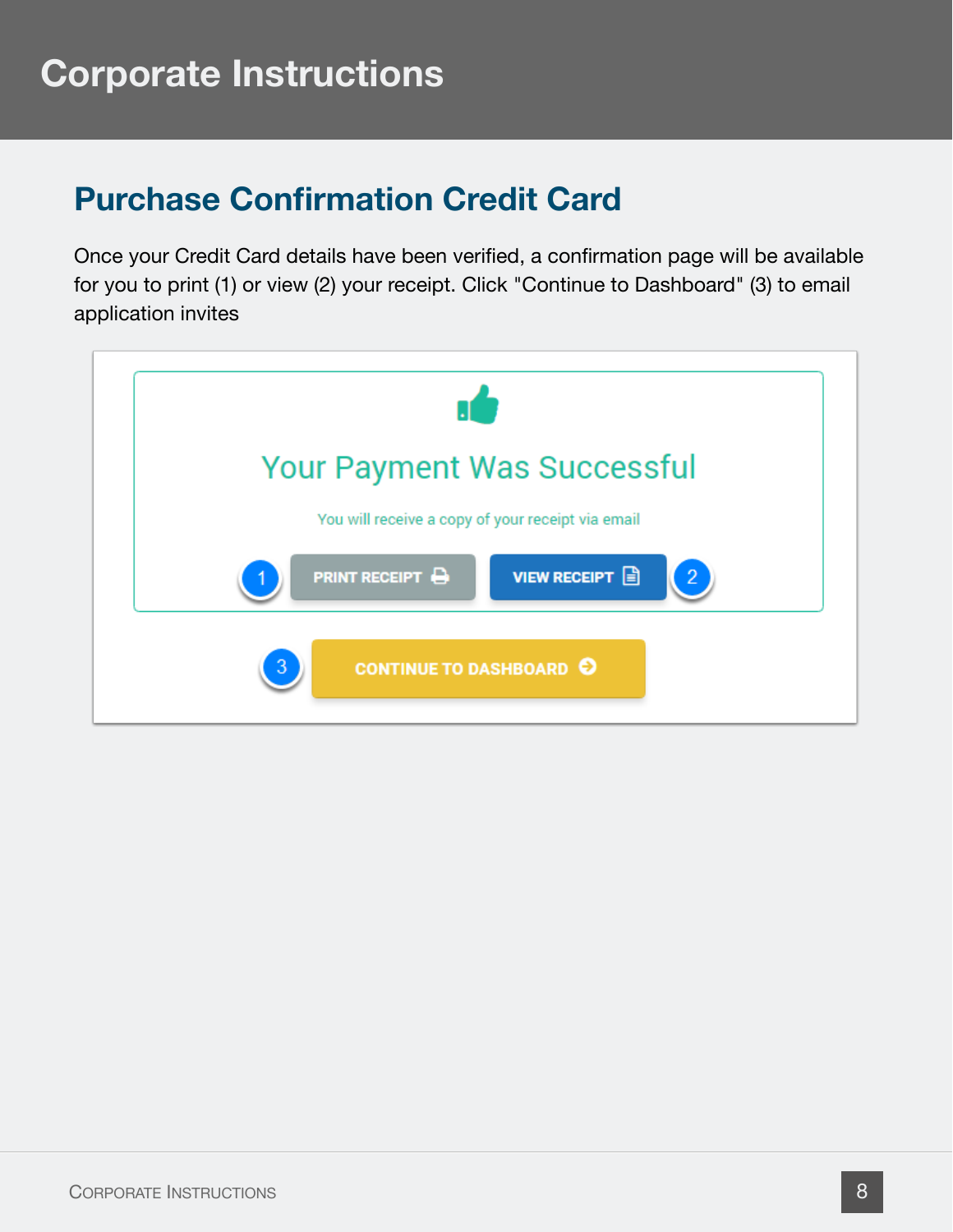# Corporate Instructions

## Purchase Confirmation Credit Card

Once your Credit Card details have been verified, a confirmation page will be available for you to print (1) or view (2) your receipt. Click "Continue to Dashboard" (3) to email application invites

Your Payment Was Successful

You will receive a copy of your receipt via email

1 PRINT RECEIPT

VIEW RECEIPT 2

3 CONTINUE TO DASHBOARD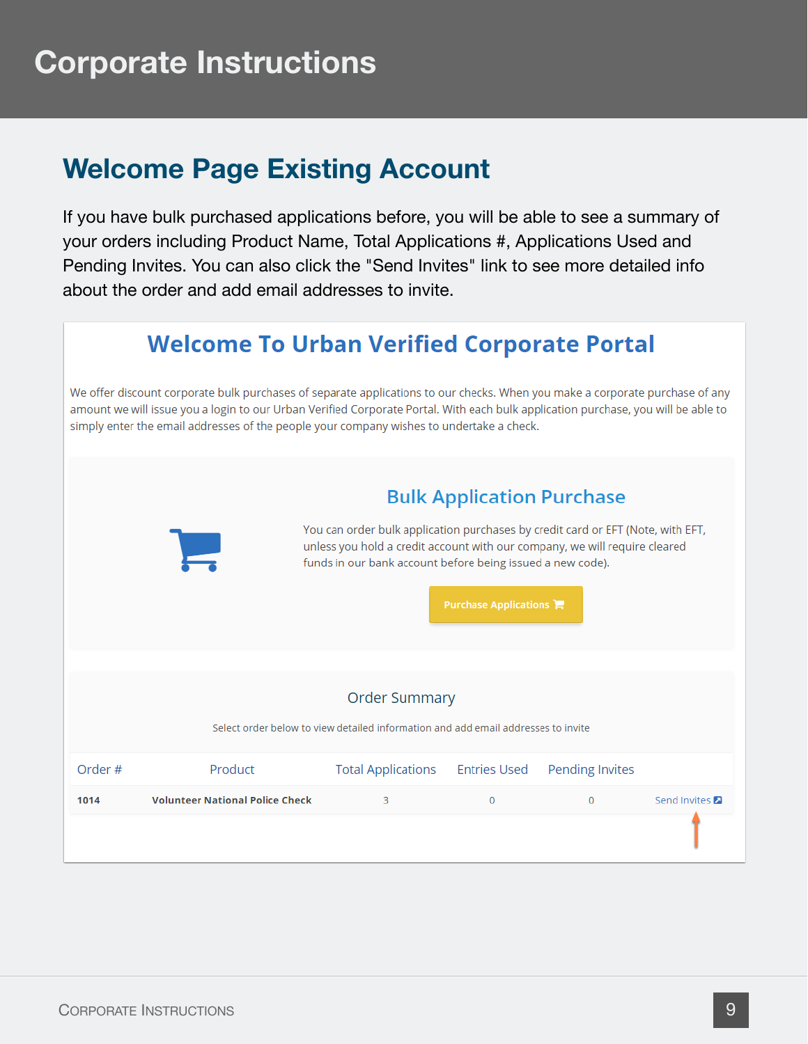# Corporate Instructions

## Welcome Page Existing Account

If you have bulk purchased applications before, you will be able to see a summary of your orders including Product Name, Total Applications #, Applications Used and Pending Invites. You can also click the "Send Invites" link to see more detailed info about the order and add email addresses to invite.

### Welcome To Urban Verified Corporate Portal

We offer discount corporate bulk purchases of separate applications to our checks. When you make a corporate purchase of any amount we will issue you a login to our Urban Verified Corporate Portal. With each bulk application purchase, you will be able to simply enter the email addresses of the people your company wishes to undertake a check.

#### Bulk Application Purchase

You can order bulk application purchases by credit card or EFT (Note, with EFT, unless you hold a credit account with our company, we will require cleared funds in our bank account before being issued a new code).

Purchase Applications

#### Order Summary

Select order below to view detailed information and add email addresses to invite

| Order # | Product | Total Applications | Entries Used | Pending Invites | |
|---|---|---|---|---|---|
| 1014 | Volunteer National Police Check | 3 | 0 | 0 | Send Invites |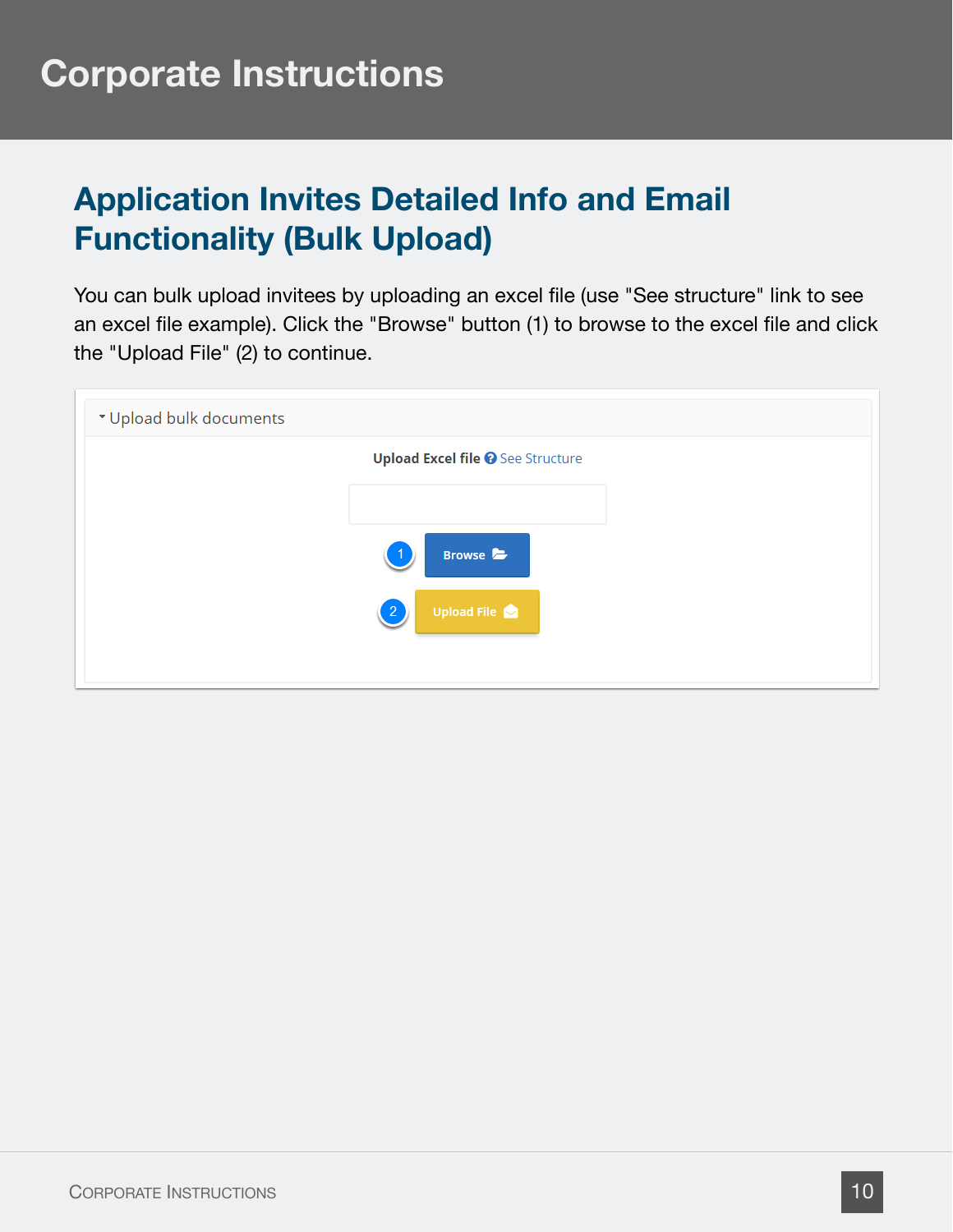## Application Invites Detailed Info and Email Functionality (Bulk Upload)

You can bulk upload invitees by uploading an excel file (use "See structure" link to see an excel file example). Click the "Browse" button (1) to browse to the excel file and click the "Upload File" (2) to continue.

▾ Upload bulk documents

**Upload Excel file** See Structure

1 Browse

2 Upload File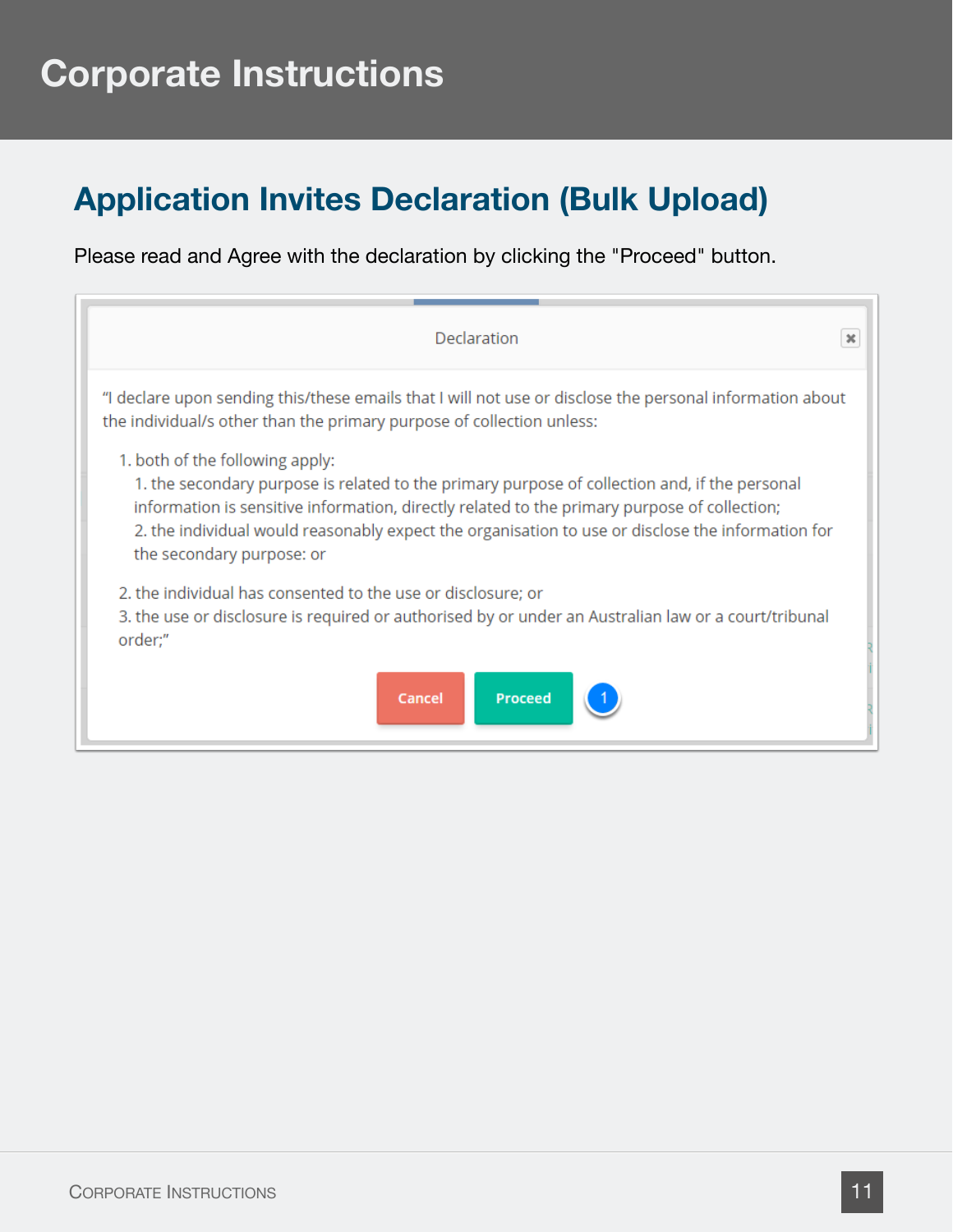# Application Invites Declaration (Bulk Upload)

Please read and Agree with the declaration by clicking the "Proceed" button.

Declaration

"I declare upon sending this/these emails that I will not use or disclose the personal information about the individual/s other than the primary purpose of collection unless:

1. both of the following apply:
   1. the secondary purpose is related to the primary purpose of collection and, if the personal information is sensitive information, directly related to the primary purpose of collection;
   2. the individual would reasonably expect the organisation to use or disclose the information for the secondary purpose: or
2. the individual has consented to the use or disclosure; or
3. the use or disclosure is required or authorised by or under an Australian law or a court/tribunal order;"

Cancel | Proceed | 1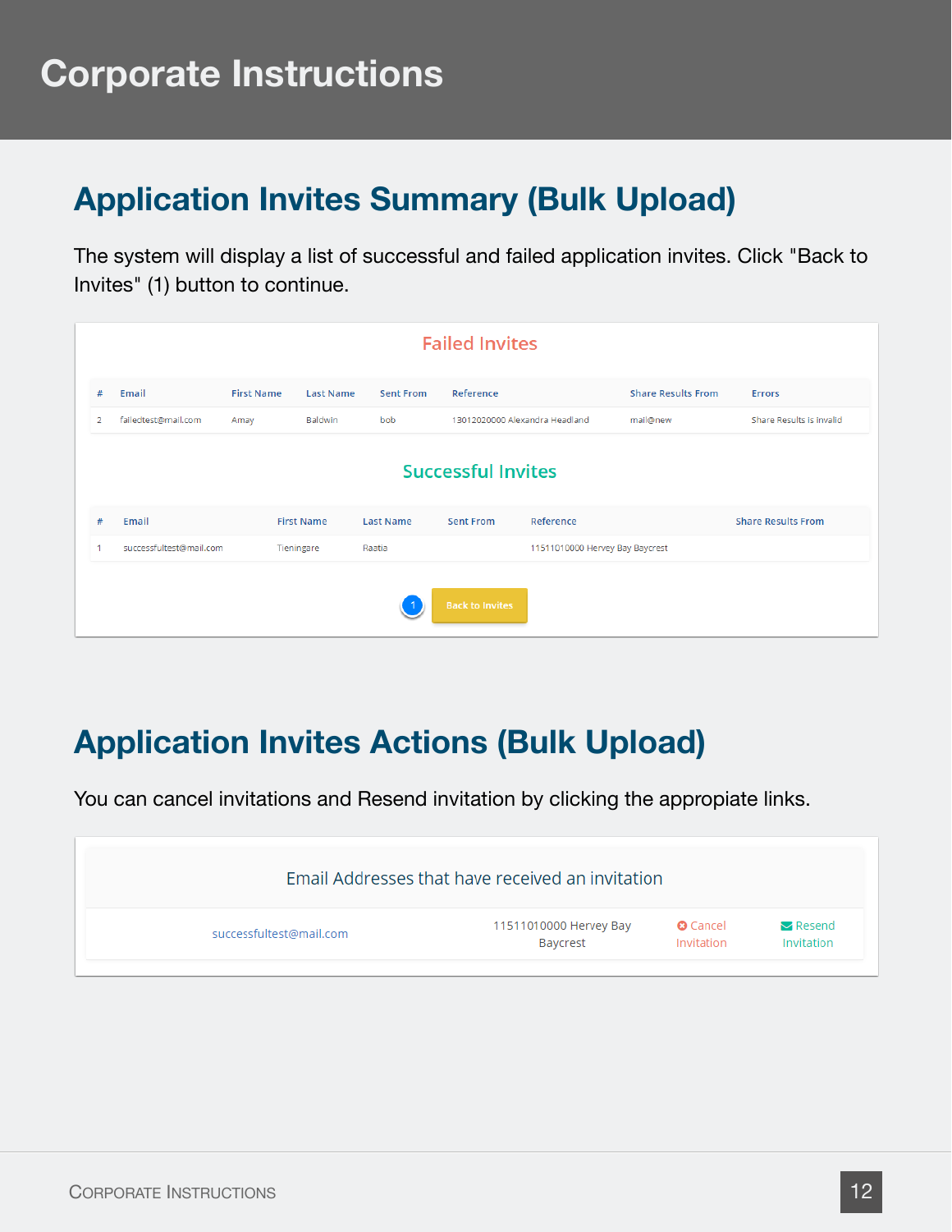# Corporate Instructions

## Application Invites Summary (Bulk Upload)

The system will display a list of successful and failed application invites. Click "Back to Invites" (1) button to continue.

**Failed Invites**

| # | Email | First Name | Last Name | Sent From | Reference | Share Results From | Errors |
|---|---|---|---|---|---|---|---|
| 2 | failedtest@mail.com | Amay | Baldwin | bob | 13012020000 Alexandra Headland | mail@new | Share Results is invalid |

**Successful Invites**

| # | Email | First Name | Last Name | Sent From | Reference | Share Results From |
|---|---|---|---|---|---|---|
| 1 | successfultest@mail.com | Tieningare | Raatia | | 11511010000 Hervey Bay Baycrest | |

(1) Back to Invites

## Application Invites Actions (Bulk Upload)

You can cancel invitations and Resend invitation by clicking the appropiate links.

**Email Addresses that have received an invitation**

| | | | |
|---|---|---|---|
| successfultest@mail.com | 11511010000 Hervey Bay Baycrest | Cancel Invitation | Resend Invitation |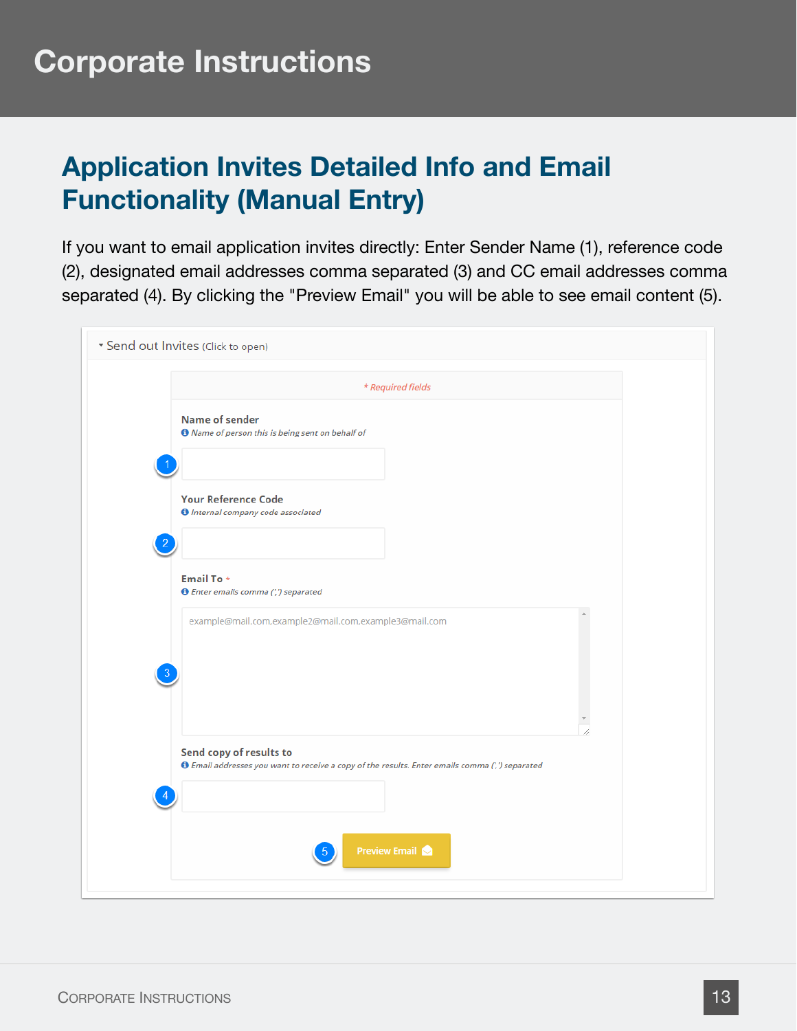# Corporate Instructions

## Application Invites Detailed Info and Email Functionality (Manual Entry)

If you want to email application invites directly: Enter Sender Name (1), reference code (2), designated email addresses comma separated (3) and CC email addresses comma separated (4). By clicking the "Preview Email" you will be able to see email content (5).

▾ Send out Invites (Click to open)

*\* Required fields*

**Name of sender**
*Name of person this is being sent on behalf of*

(1)

**Your Reference Code**
*Internal company code associated*

(2)

**Email To** *
*Enter emails comma (',') separated*

(3) example@mail.com.example2@mail.com.example3@mail.com

**Send copy of results to**
*Email addresses you want to receive a copy of the results. Enter emails comma (',') separated*

(4)

(5) **Preview Email**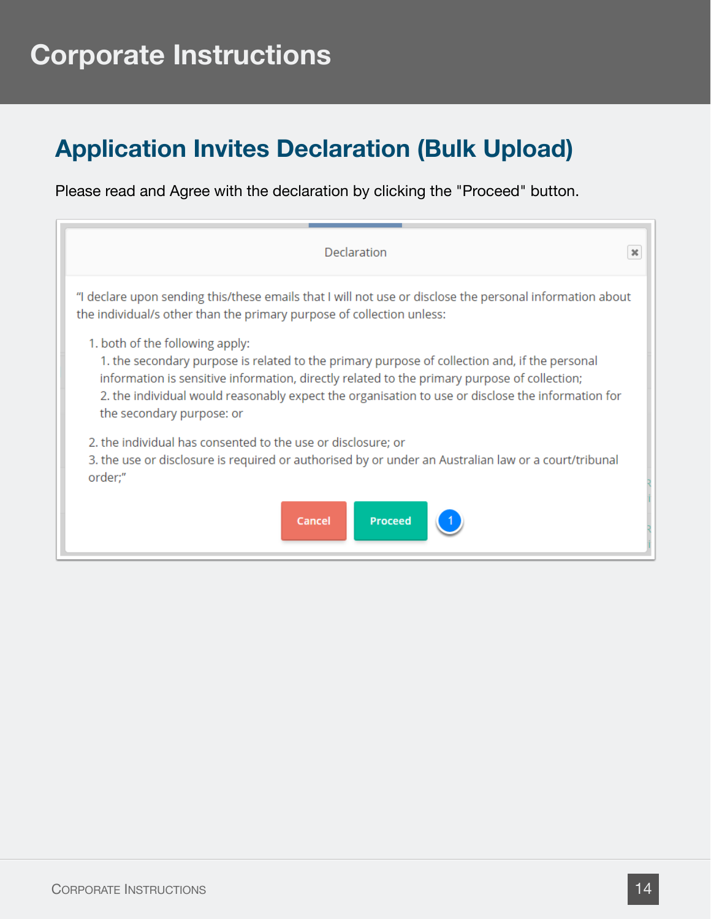# Corporate Instructions

## Application Invites Declaration (Bulk Upload)

Please read and Agree with the declaration by clicking the "Proceed" button.

Declaration

"I declare upon sending this/these emails that I will not use or disclose the personal information about the individual/s other than the primary purpose of collection unless:

1. both of the following apply:
   1. the secondary purpose is related to the primary purpose of collection and, if the personal information is sensitive information, directly related to the primary purpose of collection;
   2. the individual would reasonably expect the organisation to use or disclose the information for the secondary purpose: or
2. the individual has consented to the use or disclosure; or
3. the use or disclosure is required or authorised by or under an Australian law or a court/tribunal order;"

Cancel | Proceed (1)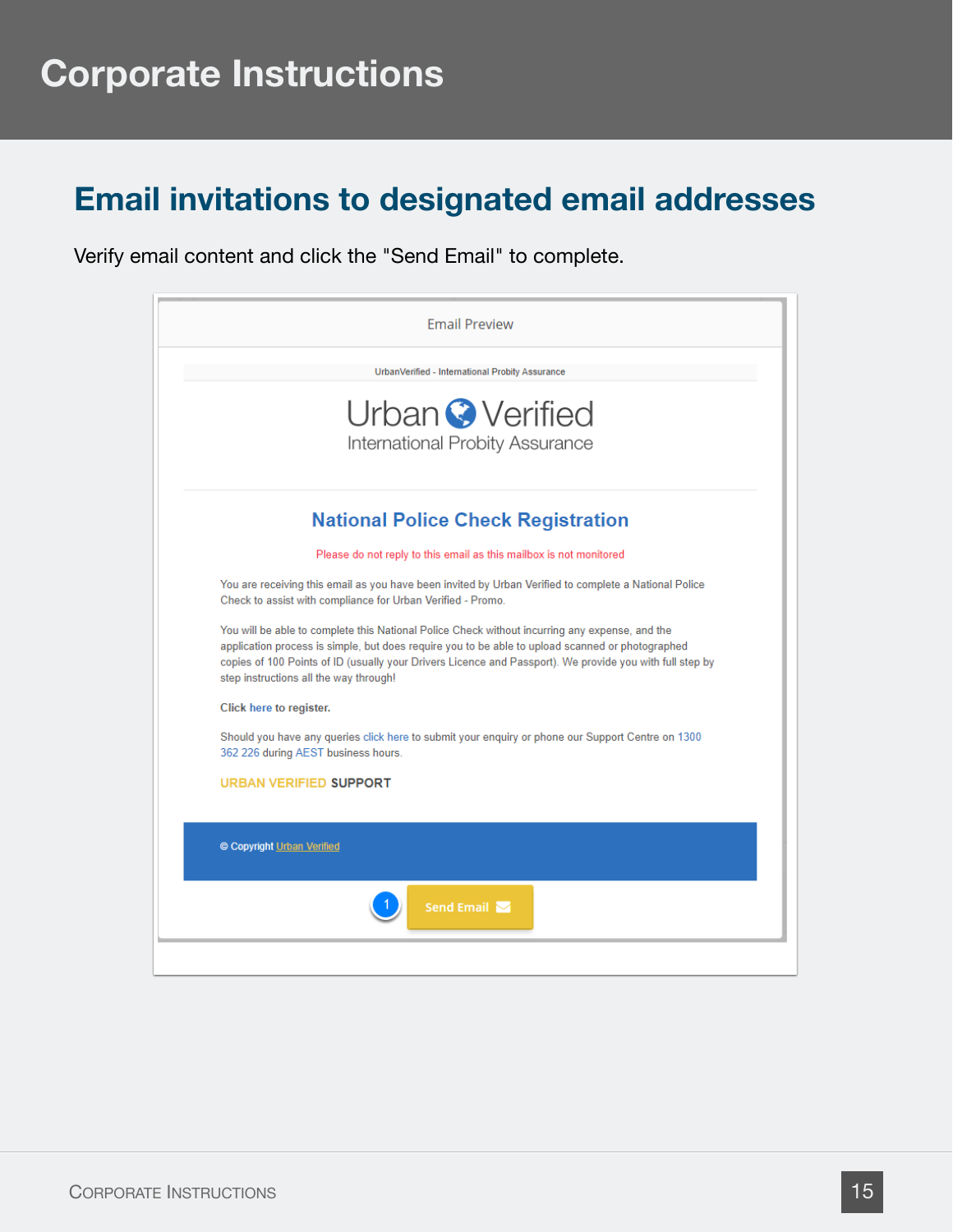# Email invitations to designated email addresses

Verify email content and click the "Send Email" to complete.

Email Preview

UrbanVerified - International Probity Assurance

Urban Verified
International Probity Assurance

## National Police Check Registration

Please do not reply to this email as this mailbox is not monitored

You are receiving this email as you have been invited by Urban Verified to complete a National Police Check to assist with compliance for Urban Verified - Promo.

You will be able to complete this National Police Check without incurring any expense, and the application process is simple, but does require you to be able to upload scanned or photographed copies of 100 Points of ID (usually your Drivers Licence and Passport). We provide you with full step by step instructions all the way through!

**Click here to register.**

Should you have any queries click here to submit your enquiry or phone our Support Centre on 1300 362 226 during AEST business hours.

**URBAN VERIFIED SUPPORT**

© Copyright Urban Verified

1 Send Email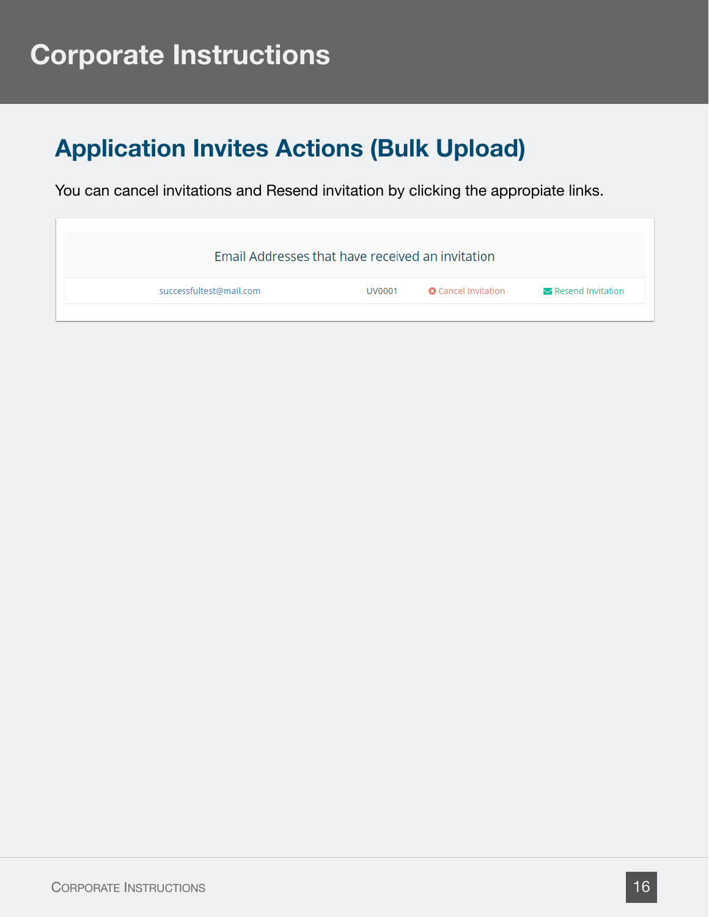## Application Invites Actions (Bulk Upload)

You can cancel invitations and Resend invitation by clicking the appropiate links.

Email Addresses that have received an invitation

| | | | |
|---|---|---|---|
| successfultest@mail.com | UV0001 | Cancel Invitation | Resend Invitation |